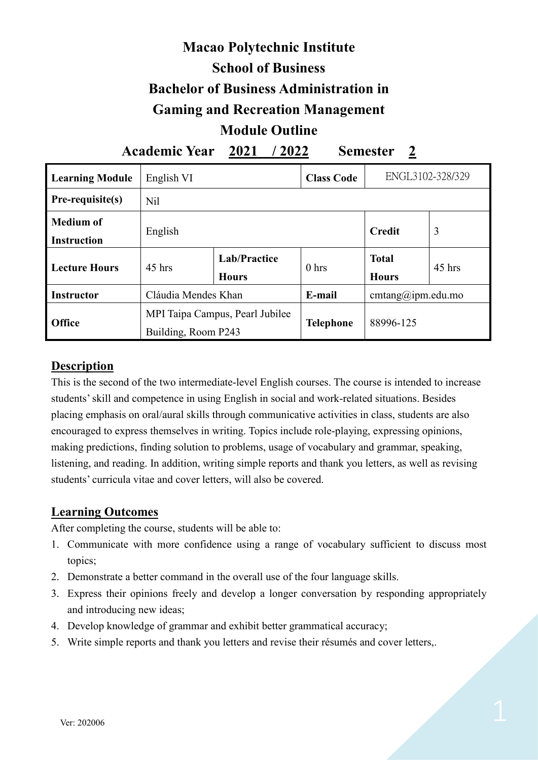# Macao Polytechnic Institute

## School of Business

## Bachelor of Business Administration in Gaming and Recreation Management

## Module Outline

**Academic Year 2021 / 2022 Semester 2**

| **Learning Module** | English VI | | **Class Code** | ENGL3102-328/329 | |
|---|---|---|---|---|---|
| **Pre-requisite(s)** | Nil | | | | |
| **Medium of Instruction** | English | | | **Credit** | 3 |
| **Lecture Hours** | 45 hrs | **Lab/Practice Hours** | 0 hrs | **Total Hours** | 45 hrs |
| **Instructor** | Cláudia Mendes Khan | | **E-mail** | cmtang@ipm.edu.mo | |
| **Office** | MPI Taipa Campus, Pearl Jubilee Building, Room P243 | | **Telephone** | 88996-125 | |

## Description

This is the second of the two intermediate-level English courses. The course is intended to increase students' skill and competence in using English in social and work-related situations. Besides placing emphasis on oral/aural skills through communicative activities in class, students are also encouraged to express themselves in writing. Topics include role-playing, expressing opinions, making predictions, finding solution to problems, usage of vocabulary and grammar, speaking, listening, and reading. In addition, writing simple reports and thank you letters, as well as revising students' curricula vitae and cover letters, will also be covered.

## Learning Outcomes

After completing the course, students will be able to:

1. Communicate with more confidence using a range of vocabulary sufficient to discuss most topics;
2. Demonstrate a better command in the overall use of the four language skills.
3. Express their opinions freely and develop a longer conversation by responding appropriately and introducing new ideas;
4. Develop knowledge of grammar and exhibit better grammatical accuracy;
5. Write simple reports and thank you letters and revise their résumés and cover letters,.

Ver: 202006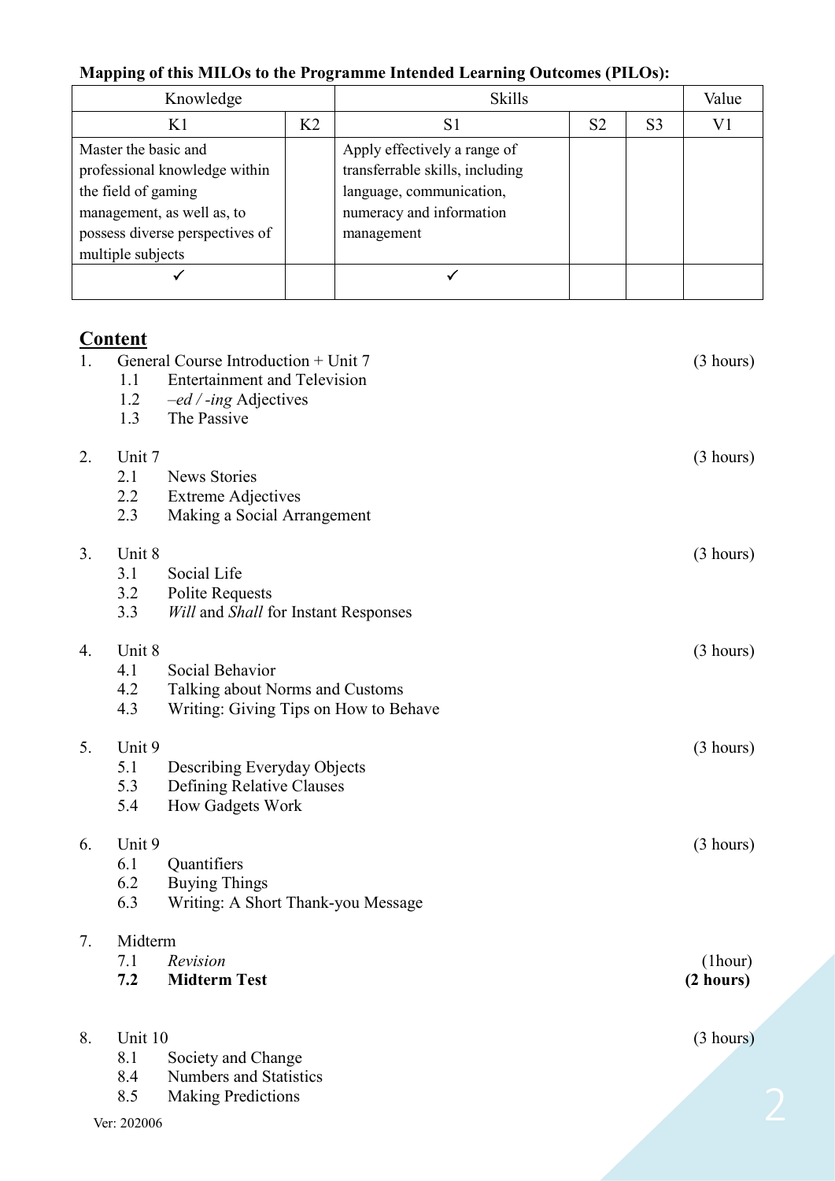**Mapping of this MILOs to the Programme Intended Learning Outcomes (PILOs):**

| Knowledge | | Skills | | | Value |
|---|---|---|---|---|---|
| K1 | K2 | S1 | S2 | S3 | V1 |
| Master the basic and professional knowledge within the field of gaming management, as well as, to possess diverse perspectives of multiple subjects | | Apply effectively a range of transferrable skills, including language, communication, numeracy and information management | | | |
| ✓ | | ✓ | | | |

## Content

1. General Course Introduction + Unit 7 (3 hours)
   - 1.1 Entertainment and Television
   - 1.2 *–ed / -ing* Adjectives
   - 1.3 The Passive

2. Unit 7 (3 hours)
   - 2.1 News Stories
   - 2.2 Extreme Adjectives
   - 2.3 Making a Social Arrangement

3. Unit 8 (3 hours)
   - 3.1 Social Life
   - 3.2 Polite Requests
   - 3.3 *Will* and *Shall* for Instant Responses

4. Unit 8 (3 hours)
   - 4.1 Social Behavior
   - 4.2 Talking about Norms and Customs
   - 4.3 Writing: Giving Tips on How to Behave

5. Unit 9 (3 hours)
   - 5.1 Describing Everyday Objects
   - 5.3 Defining Relative Clauses
   - 5.4 How Gadgets Work

6. Unit 9 (3 hours)
   - 6.1 Quantifiers
   - 6.2 Buying Things
   - 6.3 Writing: A Short Thank-you Message

7. Midterm
   - 7.1 *Revision* (1hour)
   - **7.2 Midterm Test** **(2 hours)**

8. Unit 10 (3 hours)
   - 8.1 Society and Change
   - 8.4 Numbers and Statistics
   - 8.5 Making Predictions

Ver: 202006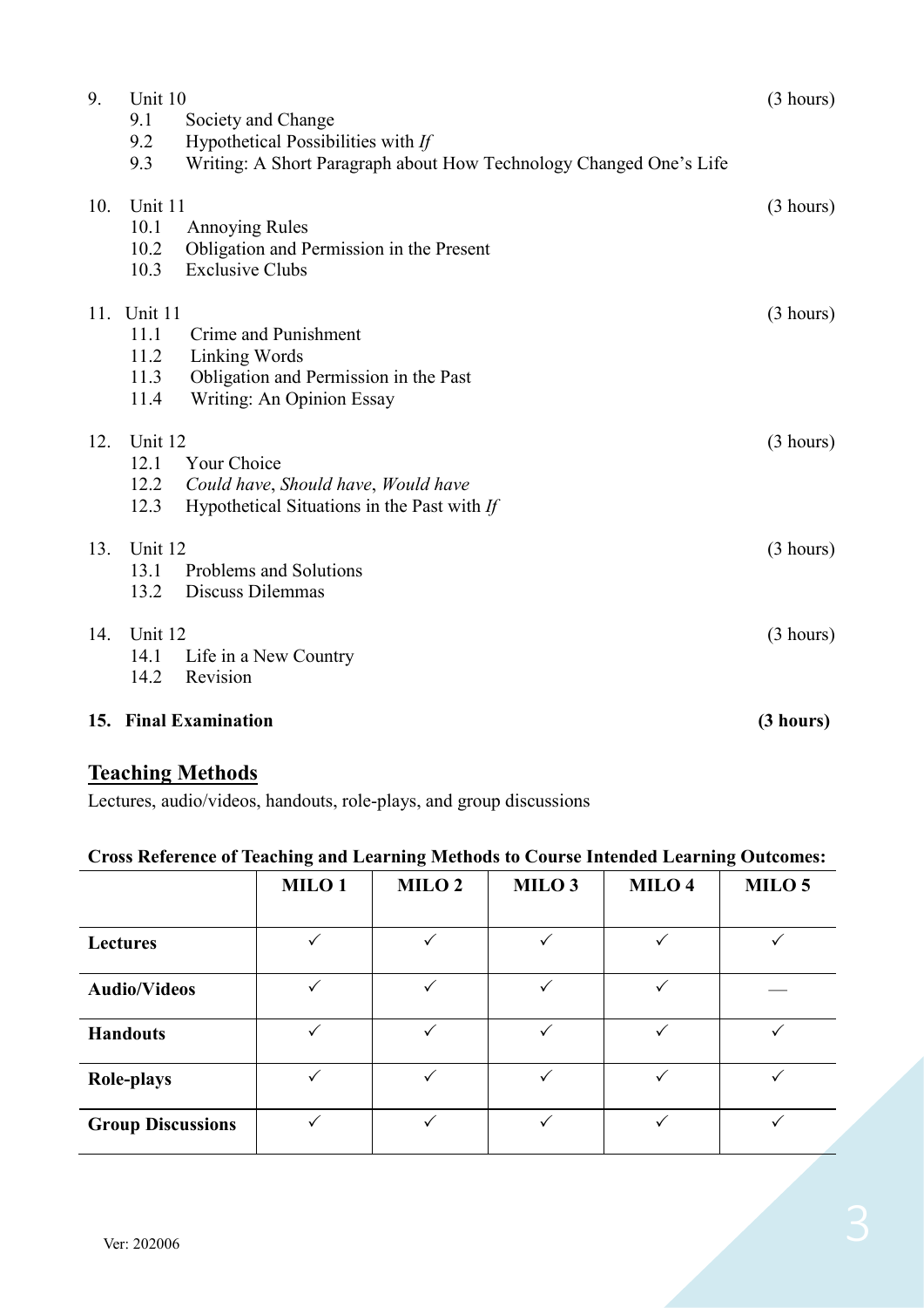9. Unit 10 (3 hours)
   - 9.1 Society and Change
   - 9.2 Hypothetical Possibilities with *If*
   - 9.3 Writing: A Short Paragraph about How Technology Changed One's Life

10. Unit 11 (3 hours)
    - 10.1 Annoying Rules
    - 10.2 Obligation and Permission in the Present
    - 10.3 Exclusive Clubs

11. Unit 11 (3 hours)
    - 11.1 Crime and Punishment
    - 11.2 Linking Words
    - 11.3 Obligation and Permission in the Past
    - 11.4 Writing: An Opinion Essay

12. Unit 12 (3 hours)
    - 12.1 Your Choice
    - 12.2 *Could have*, *Should have*, *Would have*
    - 12.3 Hypothetical Situations in the Past with *If*

13. Unit 12 (3 hours)
    - 13.1 Problems and Solutions
    - 13.2 Discuss Dilemmas

14. Unit 12 (3 hours)
    - 14.1 Life in a New Country
    - 14.2 Revision

15. **Final Examination** **(3 hours)**

## Teaching Methods

Lectures, audio/videos, handouts, role-plays, and group discussions

**Cross Reference of Teaching and Learning Methods to Course Intended Learning Outcomes:**

| | MILO 1 | MILO 2 | MILO 3 | MILO 4 | MILO 5 |
|---|---|---|---|---|---|
| **Lectures** | ✓ | ✓ | ✓ | ✓ | ✓ |
| **Audio/Videos** | ✓ | ✓ | ✓ | ✓ | — |
| **Handouts** | ✓ | ✓ | ✓ | ✓ | ✓ |
| **Role-plays** | ✓ | ✓ | ✓ | ✓ | ✓ |
| **Group Discussions** | ✓ | ✓ | ✓ | ✓ | ✓ |

Ver: 202006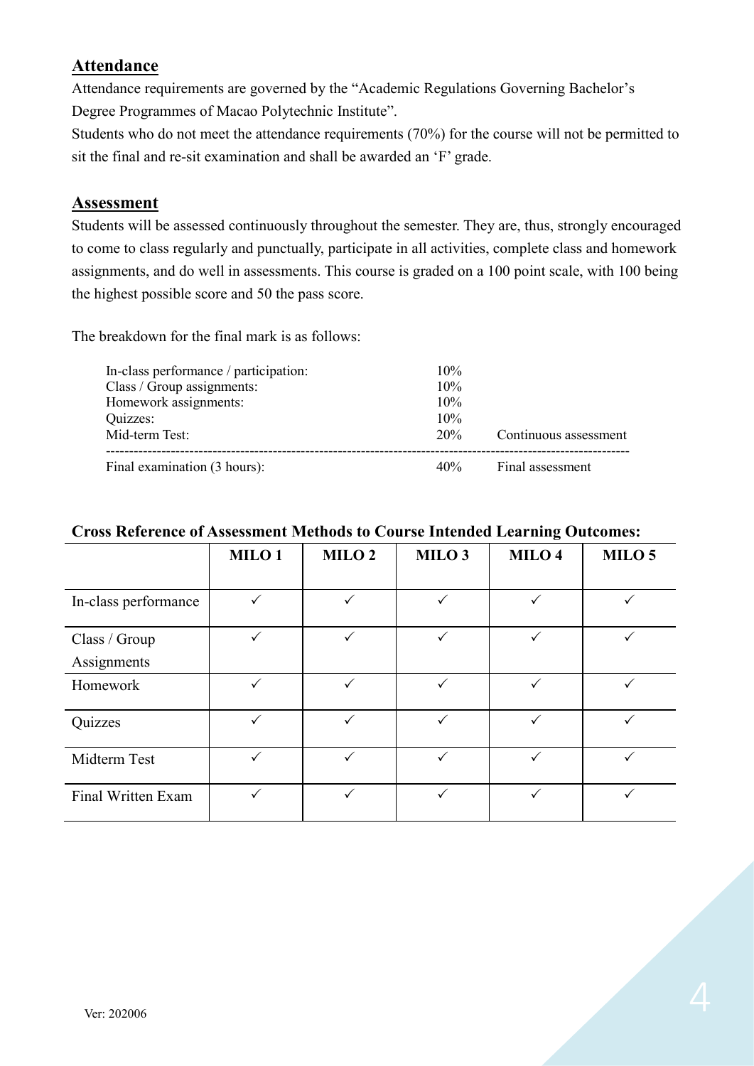## Attendance

Attendance requirements are governed by the "Academic Regulations Governing Bachelor's Degree Programmes of Macao Polytechnic Institute".

Students who do not meet the attendance requirements (70%) for the course will not be permitted to sit the final and re-sit examination and shall be awarded an 'F' grade.

## Assessment

Students will be assessed continuously throughout the semester. They are, thus, strongly encouraged to come to class regularly and punctually, participate in all activities, complete class and homework assignments, and do well in assessments. This course is graded on a 100 point scale, with 100 being the highest possible score and 50 the pass score.

The breakdown for the final mark is as follows:

| | | |
|---|---|---|
| In-class performance / participation: | 10% | |
| Class / Group assignments: | 10% | |
| Homework assignments: | 10% | |
| Quizzes: | 10% | |
| Mid-term Test: | 20% | Continuous assessment |
| Final examination (3 hours): | 40% | Final assessment |

**Cross Reference of Assessment Methods to Course Intended Learning Outcomes:**

| | MILO 1 | MILO 2 | MILO 3 | MILO 4 | MILO 5 |
|---|---|---|---|---|---|
| In-class performance | ✓ | ✓ | ✓ | ✓ | ✓ |
| Class / Group Assignments | ✓ | ✓ | ✓ | ✓ | ✓ |
| Homework | ✓ | ✓ | ✓ | ✓ | ✓ |
| Quizzes | ✓ | ✓ | ✓ | ✓ | ✓ |
| Midterm Test | ✓ | ✓ | ✓ | ✓ | ✓ |
| Final Written Exam | ✓ | ✓ | ✓ | ✓ | ✓ |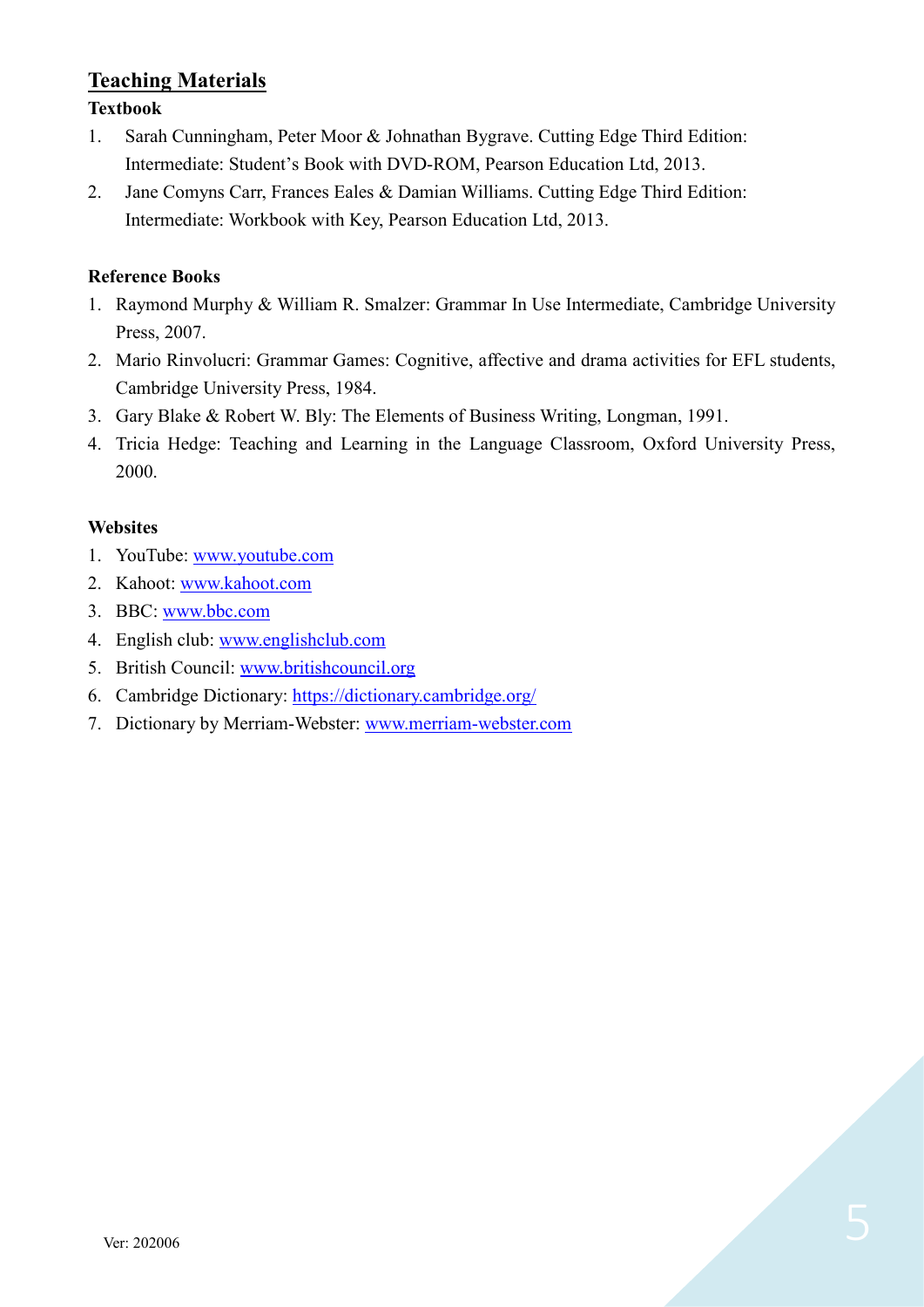## Teaching Materials

**Textbook**

1. Sarah Cunningham, Peter Moor & Johnathan Bygrave. Cutting Edge Third Edition: Intermediate: Student's Book with DVD-ROM, Pearson Education Ltd, 2013.
2. Jane Comyns Carr, Frances Eales & Damian Williams. Cutting Edge Third Edition: Intermediate: Workbook with Key, Pearson Education Ltd, 2013.

**Reference Books**

1. Raymond Murphy & William R. Smalzer: Grammar In Use Intermediate, Cambridge University Press, 2007.
2. Mario Rinvolucri: Grammar Games: Cognitive, affective and drama activities for EFL students, Cambridge University Press, 1984.
3. Gary Blake & Robert W. Bly: The Elements of Business Writing, Longman, 1991.
4. Tricia Hedge: Teaching and Learning in the Language Classroom, Oxford University Press, 2000.

**Websites**

1. YouTube: www.youtube.com
2. Kahoot: www.kahoot.com
3. BBC: www.bbc.com
4. English club: www.englishclub.com
5. British Council: www.britishcouncil.org
6. Cambridge Dictionary: https://dictionary.cambridge.org/
7. Dictionary by Merriam-Webster: www.merriam-webster.com

Ver: 202006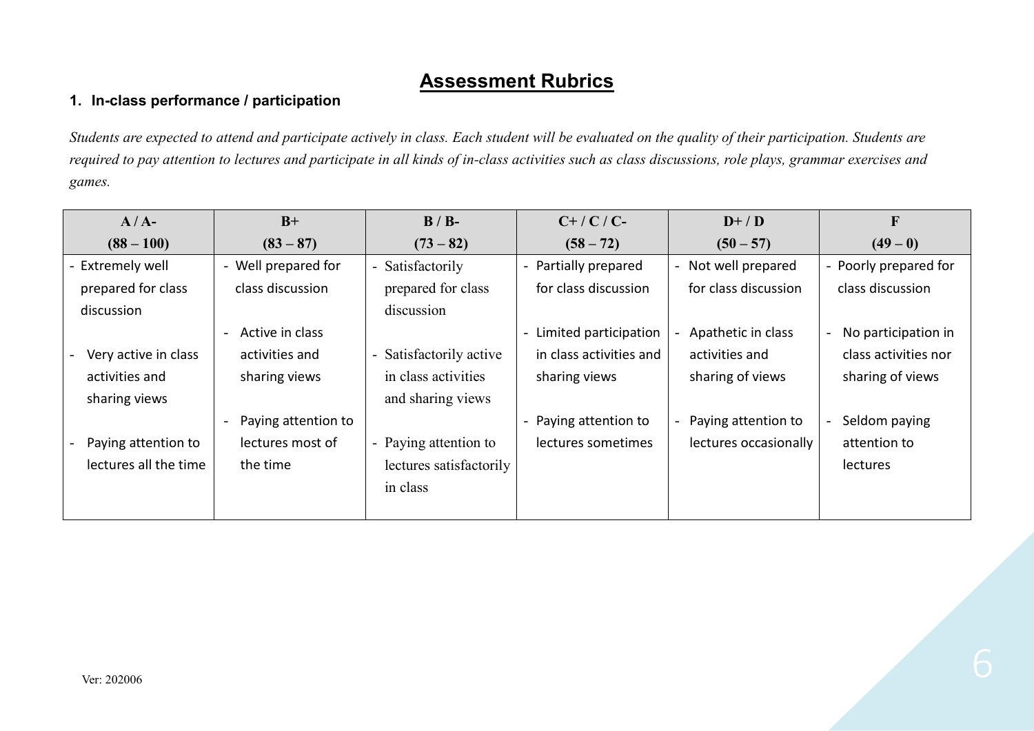# Assessment Rubrics

### 1. In-class performance / participation

*Students are expected to attend and participate actively in class. Each student will be evaluated on the quality of their participation. Students are required to pay attention to lectures and participate in all kinds of in-class activities such as class discussions, role plays, grammar exercises and games.*

| **A / A-**<br>**(88 – 100)** | **B+**<br>**(83 – 87)** | **B / B-**<br>**(73 – 82)** | **C+ / C / C-**<br>**(58 – 72)** | **D+ / D**<br>**(50 – 57)** | **F**<br>**(49 – 0)** |
|---|---|---|---|---|---|
| - Extremely well prepared for class discussion<br>- Very active in class activities and sharing views<br>- Paying attention to lectures all the time | - Well prepared for class discussion<br>- Active in class activities and sharing views<br>- Paying attention to lectures most of the time | - Satisfactorily prepared for class discussion<br>- Satisfactorily active in class activities and sharing views<br>- Paying attention to lectures satisfactorily in class | - Partially prepared for class discussion<br>- Limited participation in class activities and sharing views<br>- Paying attention to lectures sometimes | - Not well prepared for class discussion<br>- Apathetic in class activities and sharing of views<br>- Paying attention to lectures occasionally | - Poorly prepared for class discussion<br>- No participation in class activities nor sharing of views<br>- Seldom paying attention to lectures |

Ver: 202006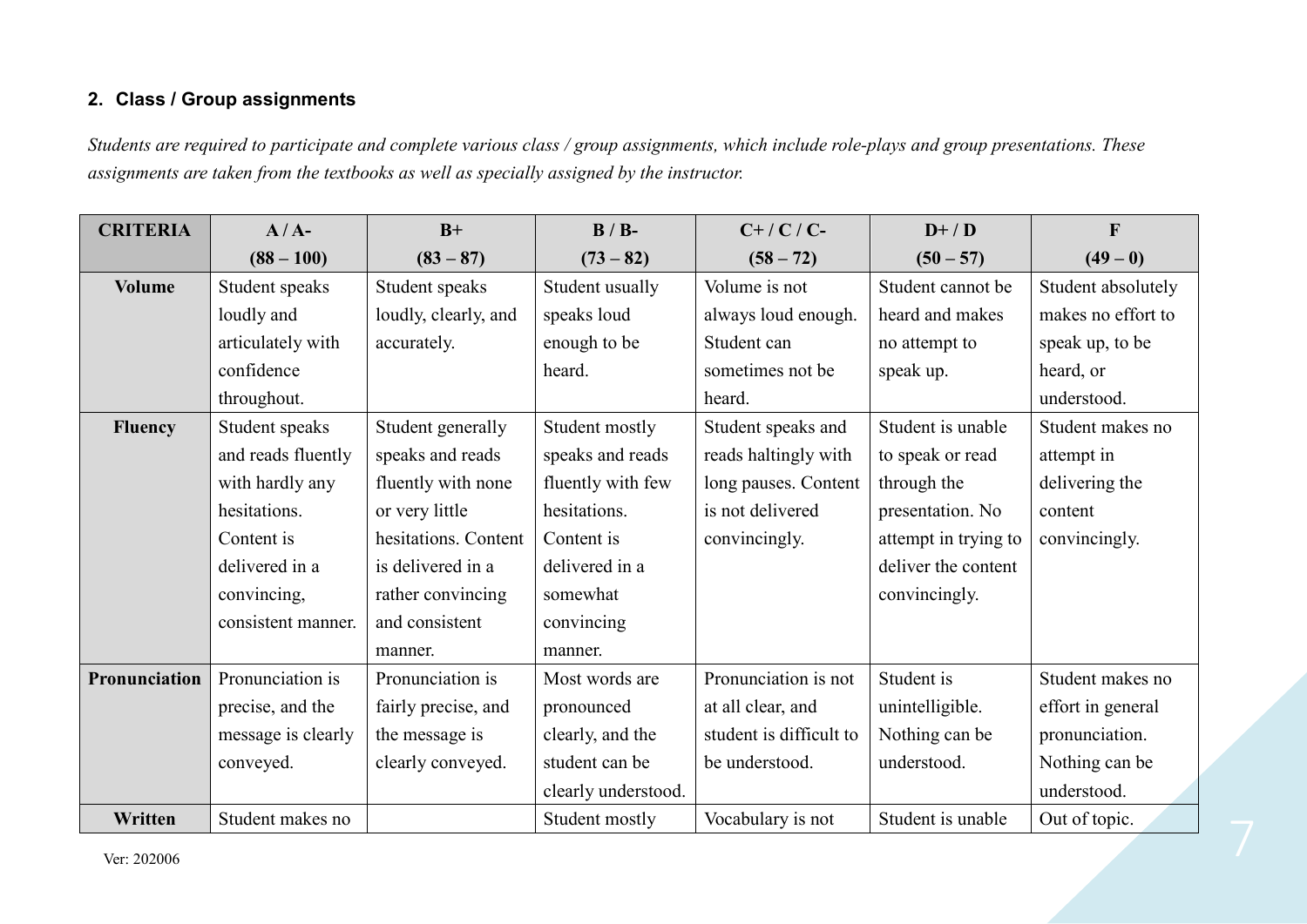## 2. Class / Group assignments

*Students are required to participate and complete various class / group assignments, which include role-plays and group presentations. These assignments are taken from the textbooks as well as specially assigned by the instructor.*

| CRITERIA | A / A- (88 – 100) | B+ (83 – 87) | B / B- (73 – 82) | C+ / C / C- (58 – 72) | D+ / D (50 – 57) | F (49 – 0) |
|---|---|---|---|---|---|---|
| **Volume** | Student speaks loudly and articulately with confidence throughout. | Student speaks loudly, clearly, and accurately. | Student usually speaks loud enough to be heard. | Volume is not always loud enough. Student can sometimes not be heard. | Student cannot be heard and makes no attempt to speak up. | Student absolutely makes no effort to speak up, to be heard, or understood. |
| **Fluency** | Student speaks and reads fluently with hardly any hesitations. Content is delivered in a convincing, consistent manner. | Student generally speaks and reads fluently with none or very little hesitations. Content is delivered in a rather convincing and consistent manner. | Student mostly speaks and reads fluently with few hesitations. Content is delivered in a somewhat convincing manner. | Student speaks and reads haltingly with long pauses. Content is not delivered convincingly. | Student is unable to speak or read through the presentation. No attempt in trying to deliver the content convincingly. | Student makes no attempt in delivering the content convincingly. |
| **Pronunciation** | Pronunciation is precise, and the message is clearly conveyed. | Pronunciation is fairly precise, and the message is clearly conveyed. | Most words are pronounced clearly, and the student can be clearly understood. | Pronunciation is not at all clear, and student is difficult to be understood. | Student is unintelligible. Nothing can be understood. | Student makes no effort in general pronunciation. Nothing can be understood. |
| **Written** | Student makes no | | Student mostly | Vocabulary is not | Student is unable | Out of topic. |

Ver: 202006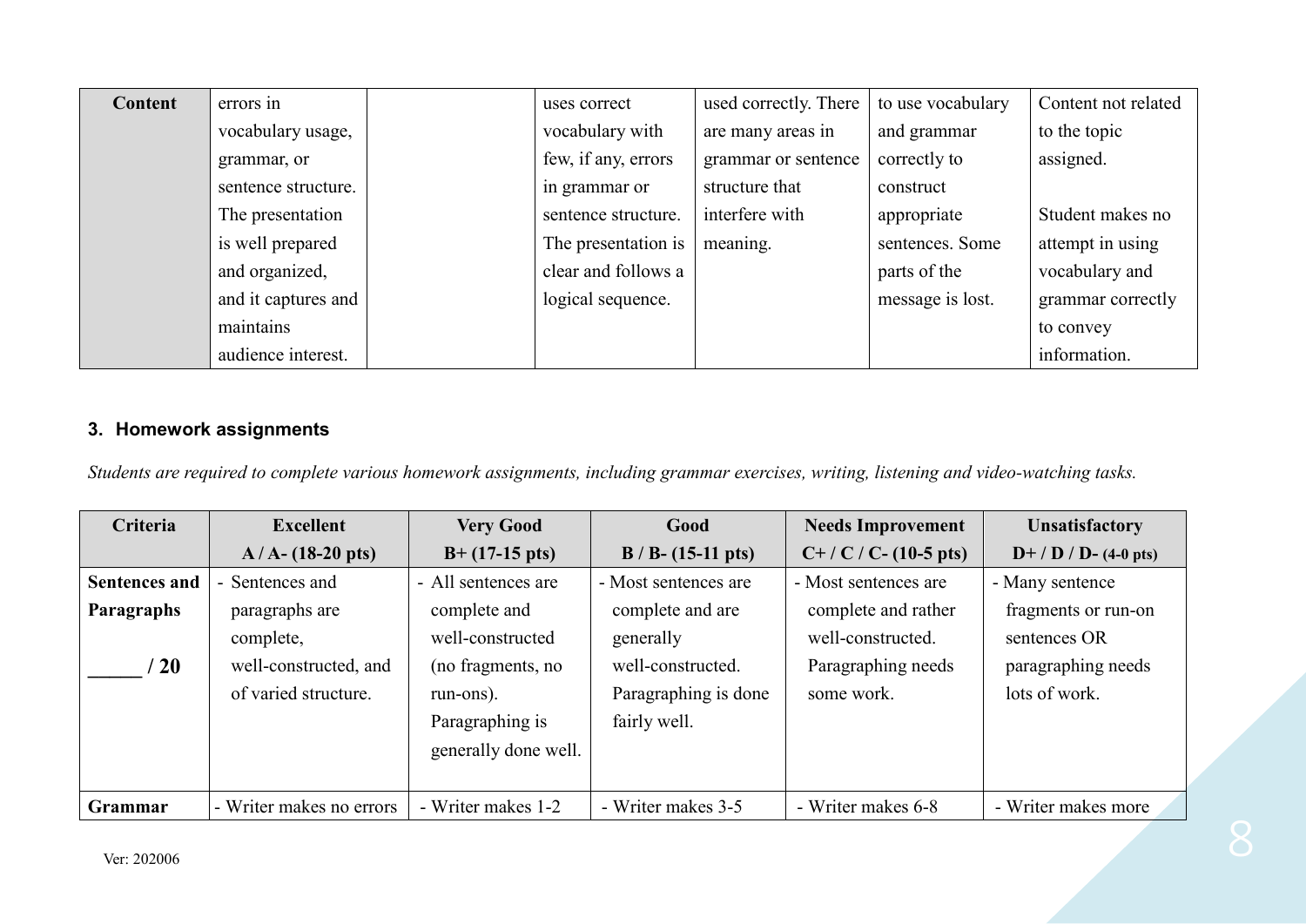| Content | errors in vocabulary usage, grammar, or sentence structure. The presentation is well prepared and organized, and it captures and maintains audience interest. | | uses correct vocabulary with few, if any, errors in grammar or sentence structure. The presentation is clear and follows a logical sequence. | used correctly. There are many areas in grammar or sentence structure that interfere with meaning. | to use vocabulary and grammar correctly to construct appropriate sentences. Some parts of the message is lost. | Content not related to the topic assigned.<br><br>Student makes no attempt in using vocabulary and grammar correctly to convey information. |
|---|---|---|---|---|---|---|

### 3. Homework assignments

*Students are required to complete various homework assignments, including grammar exercises, writing, listening and video-watching tasks.*

| Criteria | Excellent<br>A / A- (18-20 pts) | Very Good<br>B+ (17-15 pts) | Good<br>B / B- (15-11 pts) | Needs Improvement<br>C+ / C / C- (10-5 pts) | Unsatisfactory<br>D+ / D / D- (4-0 pts) |
|---|---|---|---|---|---|
| **Sentences and Paragraphs**<br><br>**_____ / 20** | - Sentences and paragraphs are complete, well-constructed, and of varied structure. | - All sentences are complete and well-constructed (no fragments, no run-ons). Paragraphing is generally done well. | - Most sentences are complete and are generally well-constructed. Paragraphing is done fairly well. | - Most sentences are complete and rather well-constructed. Paragraphing needs some work. | - Many sentence fragments or run-on sentences OR paragraphing needs lots of work. |
| **Grammar** | - Writer makes no errors | - Writer makes 1-2 | - Writer makes 3-5 | - Writer makes 6-8 | - Writer makes more |

Ver: 202006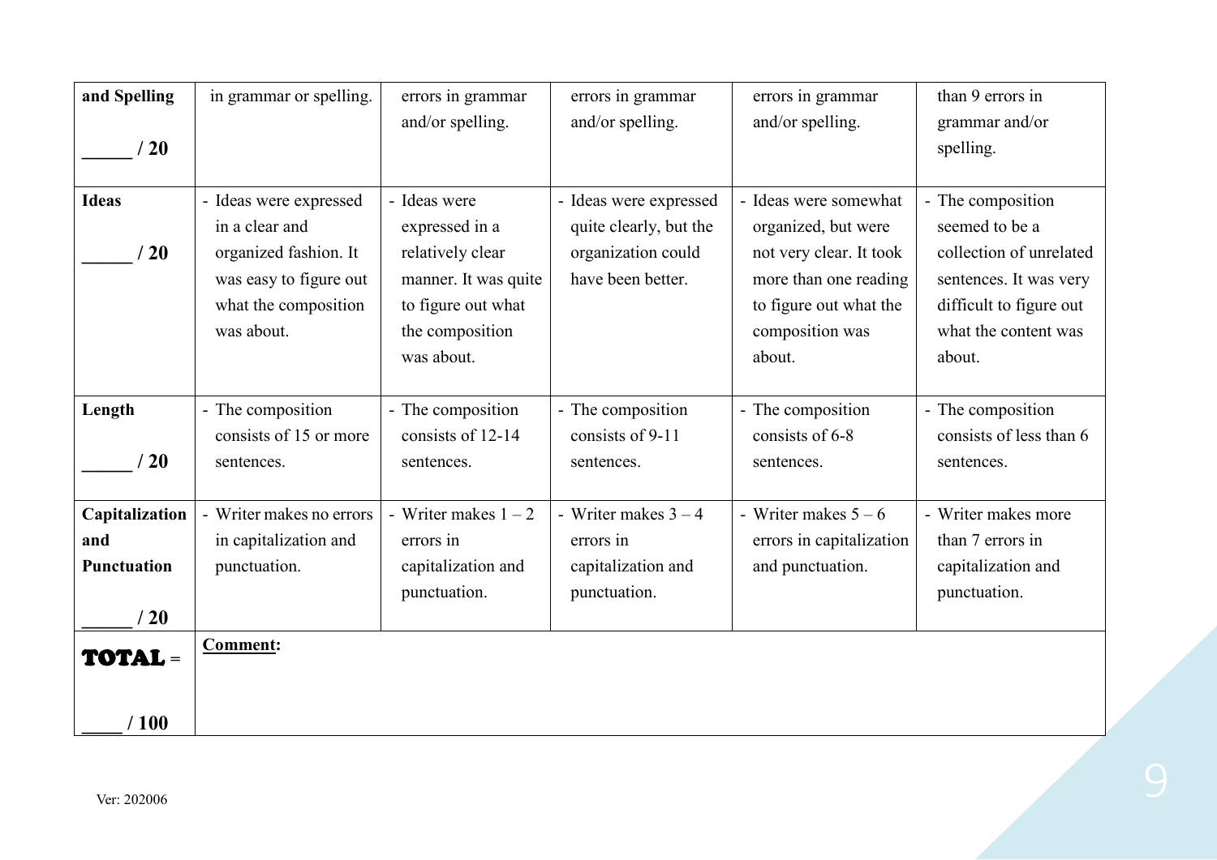| and Spelling<br><br>_____ / 20 | in grammar or spelling. | errors in grammar and/or spelling. | errors in grammar and/or spelling. | errors in grammar and/or spelling. | than 9 errors in grammar and/or spelling. |
|---|---|---|---|---|---|
| **Ideas**<br><br>_____ / 20 | - Ideas were expressed in a clear and organized fashion. It was easy to figure out what the composition was about. | - Ideas were expressed in a relatively clear manner. It was quite to figure out what the composition was about. | - Ideas were expressed quite clearly, but the organization could have been better. | - Ideas were somewhat organized, but were not very clear. It took more than one reading to figure out what the composition was about. | - The composition seemed to be a collection of unrelated sentences. It was very difficult to figure out what the content was about. |
| **Length**<br><br>_____ / 20 | - The composition consists of 15 or more sentences. | - The composition consists of 12-14 sentences. | - The composition consists of 9-11 sentences. | - The composition consists of 6-8 sentences. | - The composition consists of less than 6 sentences. |
| **Capitalization and Punctuation**<br><br>_____ / 20 | - Writer makes no errors in capitalization and punctuation. | - Writer makes 1 – 2 errors in capitalization and punctuation. | - Writer makes 3 – 4 errors in capitalization and punctuation. | - Writer makes 5 – 6 errors in capitalization and punctuation. | - Writer makes more than 7 errors in capitalization and punctuation. |
| **TOTAL** =<br><br>_____ / 100 | **Comment:** | | | | |

Ver: 202006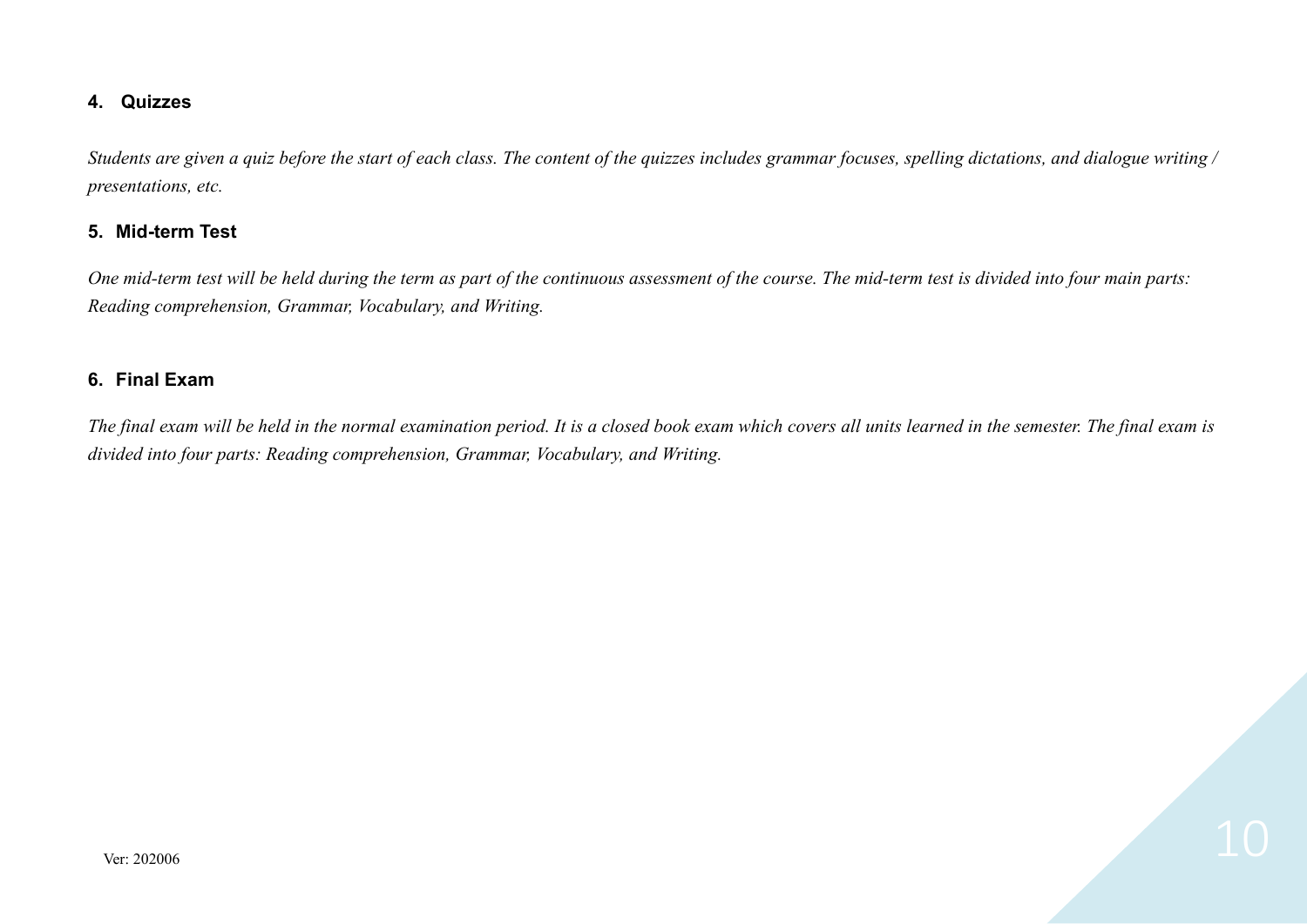### 4. Quizzes

*Students are given a quiz before the start of each class. The content of the quizzes includes grammar focuses, spelling dictations, and dialogue writing / presentations, etc.*

### 5. Mid-term Test

*One mid-term test will be held during the term as part of the continuous assessment of the course. The mid-term test is divided into four main parts: Reading comprehension, Grammar, Vocabulary, and Writing.*

### 6. Final Exam

*The final exam will be held in the normal examination period. It is a closed book exam which covers all units learned in the semester. The final exam is divided into four parts: Reading comprehension, Grammar, Vocabulary, and Writing.*